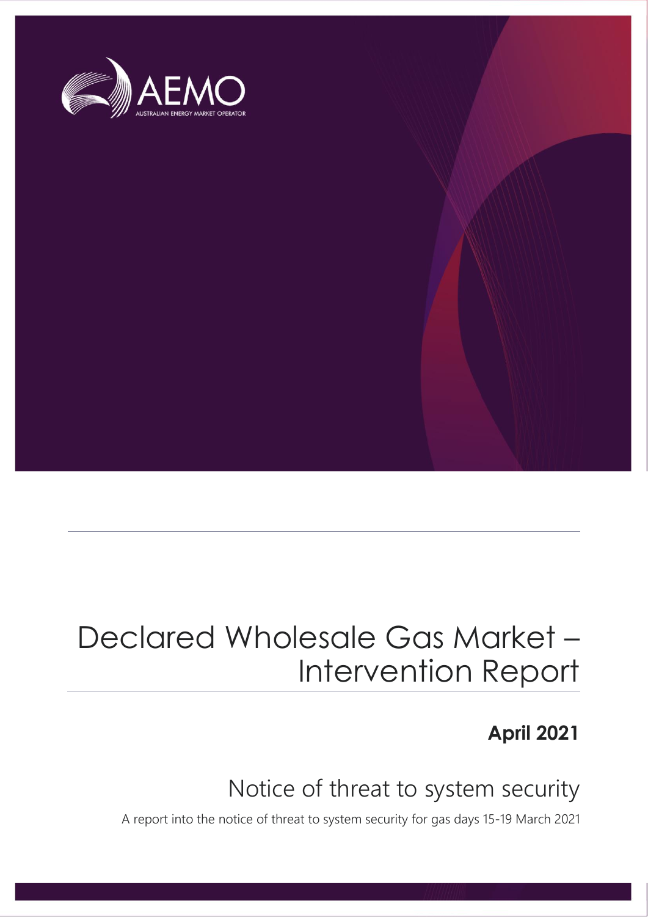AEMO

AUSTRALIAN ENERGY MARKET OPERATOR

# Declared Wholesale Gas Market – Intervention Report

**April 2021**

## Notice of threat to system security

A report into the notice of threat to system security for gas days 15-19 March 2021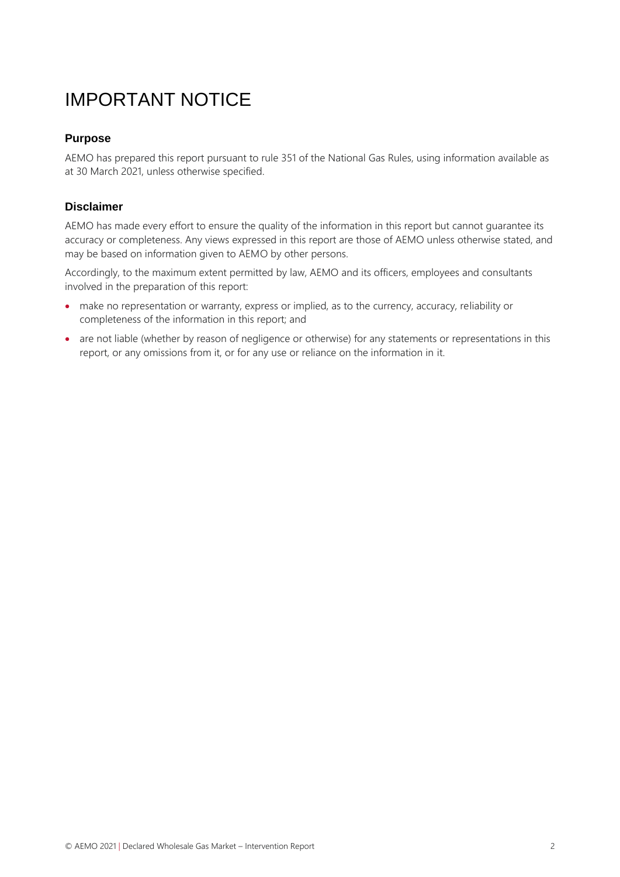# IMPORTANT NOTICE

### Purpose

AEMO has prepared this report pursuant to rule 351 of the National Gas Rules, using information available as at 30 March 2021, unless otherwise specified.

### Disclaimer

AEMO has made every effort to ensure the quality of the information in this report but cannot guarantee its accuracy or completeness. Any views expressed in this report are those of AEMO unless otherwise stated, and may be based on information given to AEMO by other persons.

Accordingly, to the maximum extent permitted by law, AEMO and its officers, employees and consultants involved in the preparation of this report:

- make no representation or warranty, express or implied, as to the currency, accuracy, reliability or completeness of the information in this report; and
- are not liable (whether by reason of negligence or otherwise) for any statements or representations in this report, or any omissions from it, or for any use or reliance on the information in it.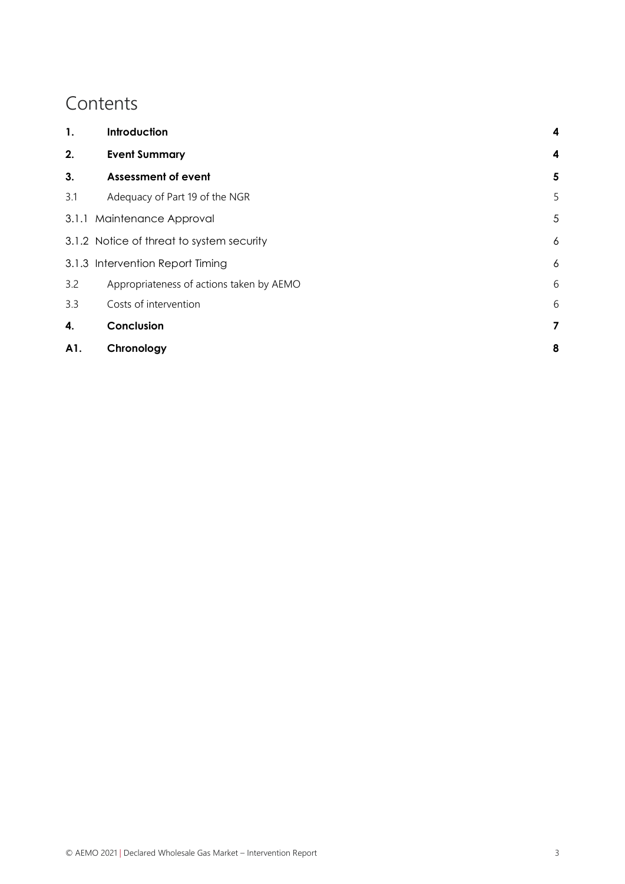# Contents

| | | |
|---|---|---|
| **1.** | **Introduction** | **4** |
| **2.** | **Event Summary** | **4** |
| **3.** | **Assessment of event** | **5** |
| 3.1 | Adequacy of Part 19 of the NGR | 5 |
| 3.1.1 | Maintenance Approval | 5 |
| 3.1.2 | Notice of threat to system security | 6 |
| 3.1.3 | Intervention Report Timing | 6 |
| 3.2 | Appropriateness of actions taken by AEMO | 6 |
| 3.3 | Costs of intervention | 6 |
| **4.** | **Conclusion** | **7** |
| **A1.** | **Chronology** | **8** |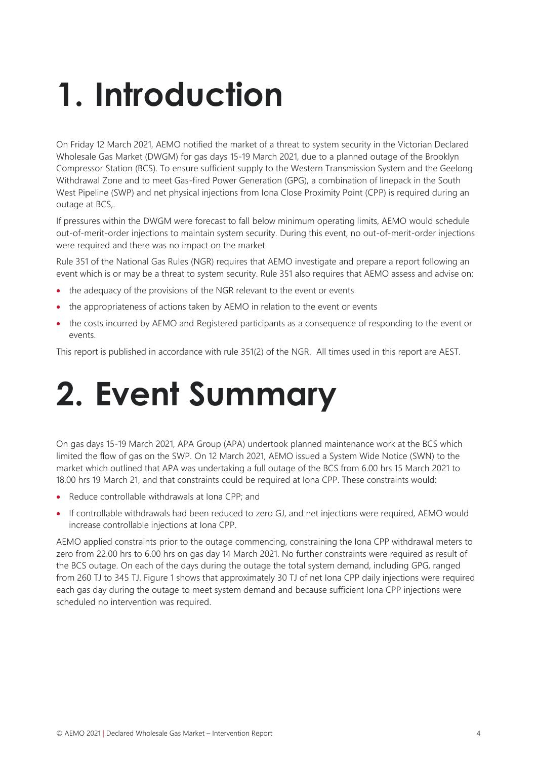# 1. Introduction

On Friday 12 March 2021, AEMO notified the market of a threat to system security in the Victorian Declared Wholesale Gas Market (DWGM) for gas days 15-19 March 2021, due to a planned outage of the Brooklyn Compressor Station (BCS). To ensure sufficient supply to the Western Transmission System and the Geelong Withdrawal Zone and to meet Gas-fired Power Generation (GPG), a combination of linepack in the South West Pipeline (SWP) and net physical injections from Iona Close Proximity Point (CPP) is required during an outage at BCS,.

If pressures within the DWGM were forecast to fall below minimum operating limits, AEMO would schedule out-of-merit-order injections to maintain system security. During this event, no out-of-merit-order injections were required and there was no impact on the market.

Rule 351 of the National Gas Rules (NGR) requires that AEMO investigate and prepare a report following an event which is or may be a threat to system security. Rule 351 also requires that AEMO assess and advise on:

- the adequacy of the provisions of the NGR relevant to the event or events
- the appropriateness of actions taken by AEMO in relation to the event or events
- the costs incurred by AEMO and Registered participants as a consequence of responding to the event or events.

This report is published in accordance with rule 351(2) of the NGR. All times used in this report are AEST.

# 2. Event Summary

On gas days 15-19 March 2021, APA Group (APA) undertook planned maintenance work at the BCS which limited the flow of gas on the SWP. On 12 March 2021, AEMO issued a System Wide Notice (SWN) to the market which outlined that APA was undertaking a full outage of the BCS from 6.00 hrs 15 March 2021 to 18.00 hrs 19 March 21, and that constraints could be required at Iona CPP. These constraints would:

- Reduce controllable withdrawals at Iona CPP; and
- If controllable withdrawals had been reduced to zero GJ, and net injections were required, AEMO would increase controllable injections at Iona CPP.

AEMO applied constraints prior to the outage commencing, constraining the Iona CPP withdrawal meters to zero from 22.00 hrs to 6.00 hrs on gas day 14 March 2021. No further constraints were required as result of the BCS outage. On each of the days during the outage the total system demand, including GPG, ranged from 260 TJ to 345 TJ. Figure 1 shows that approximately 30 TJ of net Iona CPP daily injections were required each gas day during the outage to meet system demand and because sufficient Iona CPP injections were scheduled no intervention was required.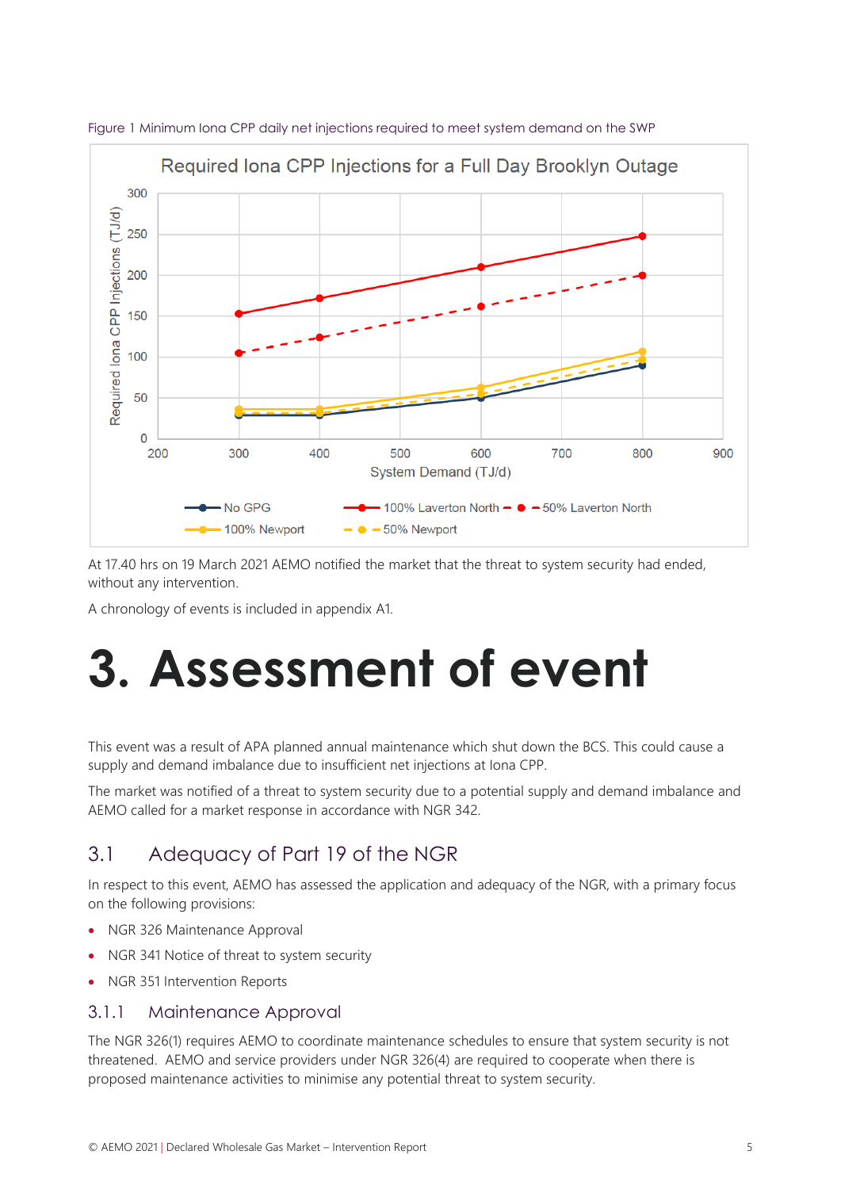Figure 1 Minimum Iona CPP daily net injections required to meet system demand on the SWP

At 17.40 hrs on 19 March 2021 AEMO notified the market that the threat to system security had ended, without any intervention.

A chronology of events is included in appendix A1.

# 3. Assessment of event

This event was a result of APA planned annual maintenance which shut down the BCS. This could cause a supply and demand imbalance due to insufficient net injections at Iona CPP.

The market was notified of a threat to system security due to a potential supply and demand imbalance and AEMO called for a market response in accordance with NGR 342.

## 3.1 Adequacy of Part 19 of the NGR

In respect to this event, AEMO has assessed the application and adequacy of the NGR, with a primary focus on the following provisions:

- NGR 326 Maintenance Approval
- NGR 341 Notice of threat to system security
- NGR 351 Intervention Reports

### 3.1.1 Maintenance Approval

The NGR 326(1) requires AEMO to coordinate maintenance schedules to ensure that system security is not threatened. AEMO and service providers under NGR 326(4) are required to cooperate when there is proposed maintenance activities to minimise any potential threat to system security.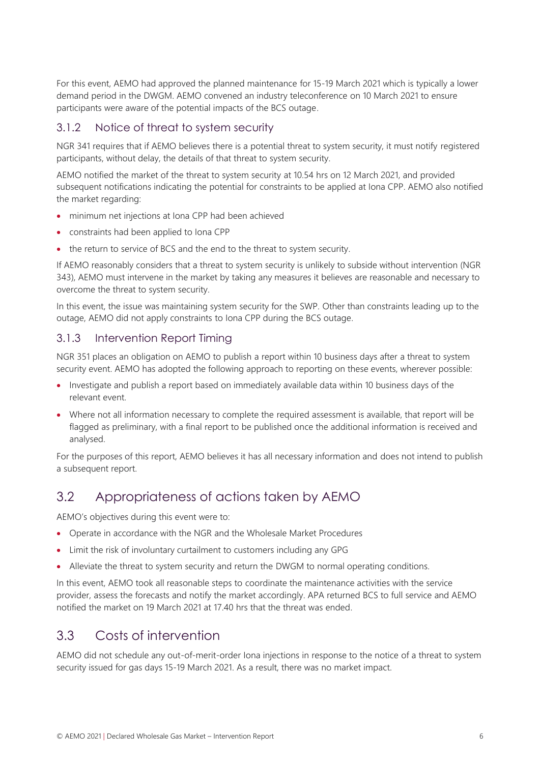For this event, AEMO had approved the planned maintenance for 15-19 March 2021 which is typically a lower demand period in the DWGM. AEMO convened an industry teleconference on 10 March 2021 to ensure participants were aware of the potential impacts of the BCS outage.

### 3.1.2 Notice of threat to system security

NGR 341 requires that if AEMO believes there is a potential threat to system security, it must notify registered participants, without delay, the details of that threat to system security.

AEMO notified the market of the threat to system security at 10.54 hrs on 12 March 2021, and provided subsequent notifications indicating the potential for constraints to be applied at Iona CPP. AEMO also notified the market regarding:

- minimum net injections at Iona CPP had been achieved
- constraints had been applied to Iona CPP
- the return to service of BCS and the end to the threat to system security.

If AEMO reasonably considers that a threat to system security is unlikely to subside without intervention (NGR 343), AEMO must intervene in the market by taking any measures it believes are reasonable and necessary to overcome the threat to system security.

In this event, the issue was maintaining system security for the SWP. Other than constraints leading up to the outage, AEMO did not apply constraints to Iona CPP during the BCS outage.

### 3.1.3 Intervention Report Timing

NGR 351 places an obligation on AEMO to publish a report within 10 business days after a threat to system security event. AEMO has adopted the following approach to reporting on these events, wherever possible:

- Investigate and publish a report based on immediately available data within 10 business days of the relevant event.
- Where not all information necessary to complete the required assessment is available, that report will be flagged as preliminary, with a final report to be published once the additional information is received and analysed.

For the purposes of this report, AEMO believes it has all necessary information and does not intend to publish a subsequent report.

## 3.2 Appropriateness of actions taken by AEMO

AEMO's objectives during this event were to:

- Operate in accordance with the NGR and the Wholesale Market Procedures
- Limit the risk of involuntary curtailment to customers including any GPG
- Alleviate the threat to system security and return the DWGM to normal operating conditions.

In this event, AEMO took all reasonable steps to coordinate the maintenance activities with the service provider, assess the forecasts and notify the market accordingly. APA returned BCS to full service and AEMO notified the market on 19 March 2021 at 17.40 hrs that the threat was ended.

## 3.3 Costs of intervention

AEMO did not schedule any out-of-merit-order Iona injections in response to the notice of a threat to system security issued for gas days 15-19 March 2021. As a result, there was no market impact.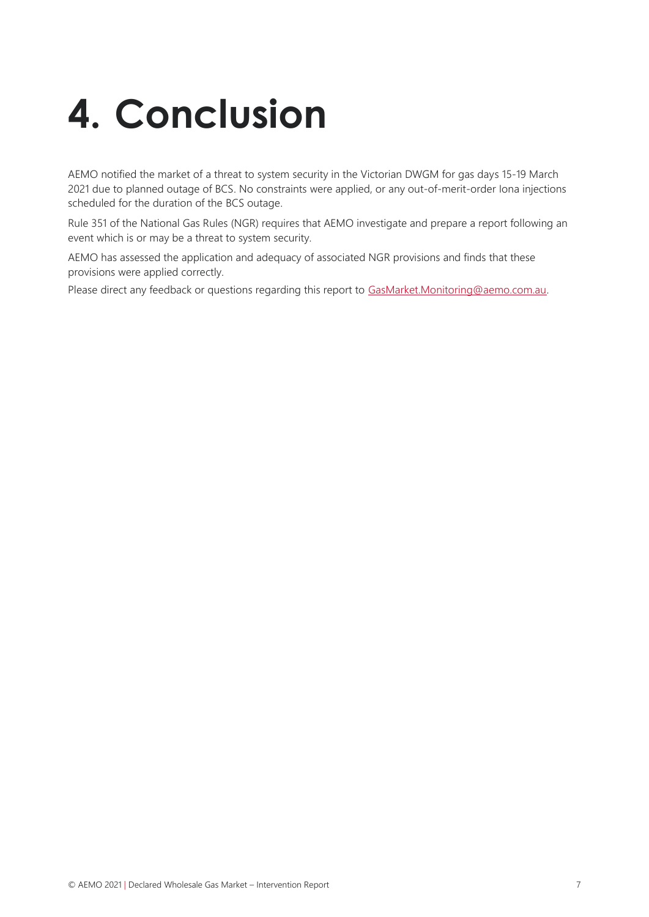# 4. Conclusion

AEMO notified the market of a threat to system security in the Victorian DWGM for gas days 15-19 March 2021 due to planned outage of BCS. No constraints were applied, or any out-of-merit-order Iona injections scheduled for the duration of the BCS outage.

Rule 351 of the National Gas Rules (NGR) requires that AEMO investigate and prepare a report following an event which is or may be a threat to system security.

AEMO has assessed the application and adequacy of associated NGR provisions and finds that these provisions were applied correctly.

Please direct any feedback or questions regarding this report to GasMarket.Monitoring@aemo.com.au.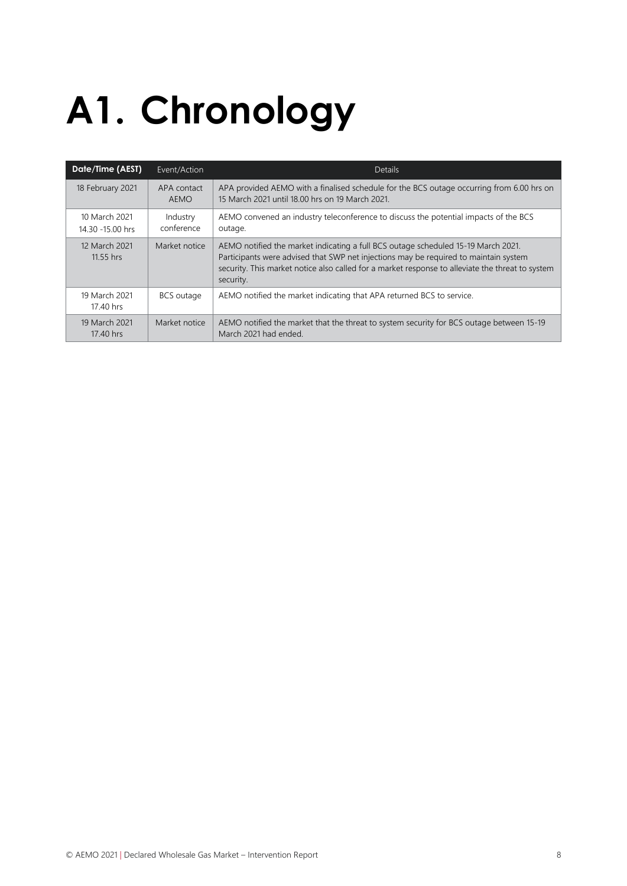# A1. Chronology

| Date/Time (AEST) | Event/Action | Details |
| --- | --- | --- |
| 18 February 2021 | APA contact AEMO | APA provided AEMO with a finalised schedule for the BCS outage occurring from 6.00 hrs on 15 March 2021 until 18.00 hrs on 19 March 2021. |
| 10 March 2021 14.30 -15.00 hrs | Industry conference | AEMO convened an industry teleconference to discuss the potential impacts of the BCS outage. |
| 12 March 2021 11.55 hrs | Market notice | AEMO notified the market indicating a full BCS outage scheduled 15-19 March 2021. Participants were advised that SWP net injections may be required to maintain system security. This market notice also called for a market response to alleviate the threat to system security. |
| 19 March 2021 17.40 hrs | BCS outage | AEMO notified the market indicating that APA returned BCS to service. |
| 19 March 2021 17.40 hrs | Market notice | AEMO notified the market that the threat to system security for BCS outage between 15-19 March 2021 had ended. |